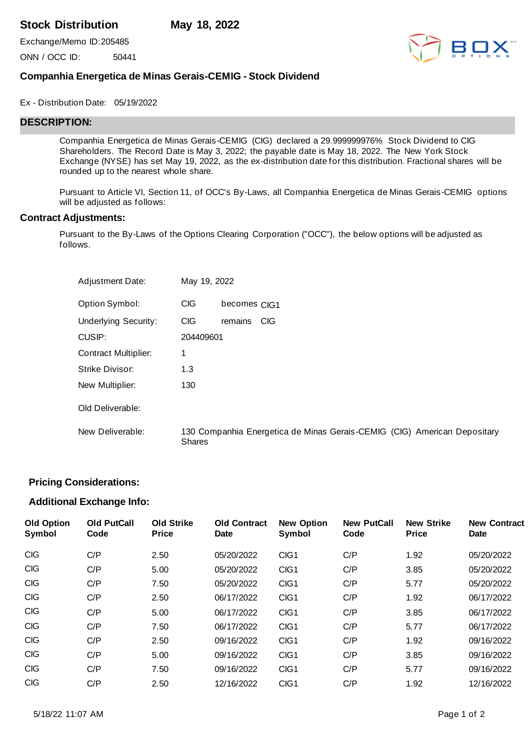# Stock Distribution May 18, 2022

Exchange/Memo ID: 205485

ONN / OCC ID: 50441

## Companhia Energetica de Minas Gerais-CEMIG - Stock Dividend

Ex - Distribution Date: 05/19/2022

## DESCRIPTION:

Companhia Energetica de Minas Gerais-CEMIG (CIG) declared a 29.999999976% Stock Dividend to CIG Shareholders. The Record Date is May 3, 2022; the payable date is May 18, 2022. The New York Stock Exchange (NYSE) has set May 19, 2022, as the ex-distribution date for this distribution. Fractional shares will be rounded up to the nearest whole share.

Pursuant to Article VI, Section 11, of OCC's By-Laws, all Companhia Energetica de Minas Gerais-CEMIG options will be adjusted as follows:

### Contract Adjustments:

Pursuant to the By-Laws of the Options Clearing Corporation ("OCC"), the below options will be adjusted as follows.

| | | | |
|---|---|---|---|
| Adjustment Date: | May 19, 2022 | | |
| Option Symbol: | CIG | becomes | CIG1 |
| Underlying Security: | CIG | remains | CIG |
| CUSIP: | 204409601 | | |
| Contract Multiplier: | 1 | | |
| Strike Divisor: | 1.3 | | |
| New Multiplier: | 130 | | |
| Old Deliverable: | | | |
| New Deliverable: | 130 Companhia Energetica de Minas Gerais-CEMIG (CIG) American Depositary Shares | | |

### Pricing Considerations:

### Additional Exchange Info:

| Old Option Symbol | Old PutCall Code | Old Strike Price | Old Contract Date | New Option Symbol | New PutCall Code | New Strike Price | New Contract Date |
|---|---|---|---|---|---|---|---|
| CIG | C/P | 2.50 | 05/20/2022 | CIG1 | C/P | 1.92 | 05/20/2022 |
| CIG | C/P | 5.00 | 05/20/2022 | CIG1 | C/P | 3.85 | 05/20/2022 |
| CIG | C/P | 7.50 | 05/20/2022 | CIG1 | C/P | 5.77 | 05/20/2022 |
| CIG | C/P | 2.50 | 06/17/2022 | CIG1 | C/P | 1.92 | 06/17/2022 |
| CIG | C/P | 5.00 | 06/17/2022 | CIG1 | C/P | 3.85 | 06/17/2022 |
| CIG | C/P | 7.50 | 06/17/2022 | CIG1 | C/P | 5.77 | 06/17/2022 |
| CIG | C/P | 2.50 | 09/16/2022 | CIG1 | C/P | 1.92 | 09/16/2022 |
| CIG | C/P | 5.00 | 09/16/2022 | CIG1 | C/P | 3.85 | 09/16/2022 |
| CIG | C/P | 7.50 | 09/16/2022 | CIG1 | C/P | 5.77 | 09/16/2022 |
| CIG | C/P | 2.50 | 12/16/2022 | CIG1 | C/P | 1.92 | 12/16/2022 |

5/18/22 11:07 AM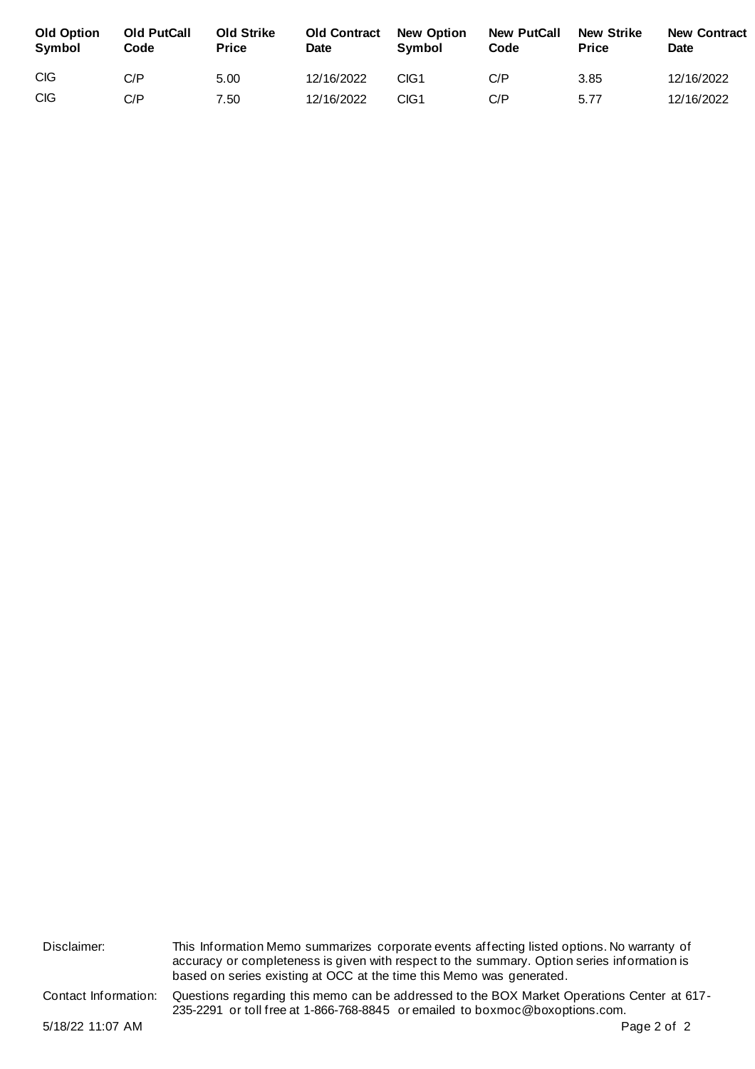| Old Option Symbol | Old PutCall Code | Old Strike Price | Old Contract Date | New Option Symbol | New PutCall Code | New Strike Price | New Contract Date |
|---|---|---|---|---|---|---|---|
| CIG | C/P | 5.00 | 12/16/2022 | CIG1 | C/P | 3.85 | 12/16/2022 |
| CIG | C/P | 7.50 | 12/16/2022 | CIG1 | C/P | 5.77 | 12/16/2022 |

Disclaimer: This Information Memo summarizes corporate events affecting listed options. No warranty of accuracy or completeness is given with respect to the summary. Option series information is based on series existing at OCC at the time this Memo was generated.

Contact Information: Questions regarding this memo can be addressed to the BOX Market Operations Center at 617-235-2291 or toll free at 1-866-768-8845 or emailed to boxmoc@boxoptions.com.

5/18/22 11:07 AM